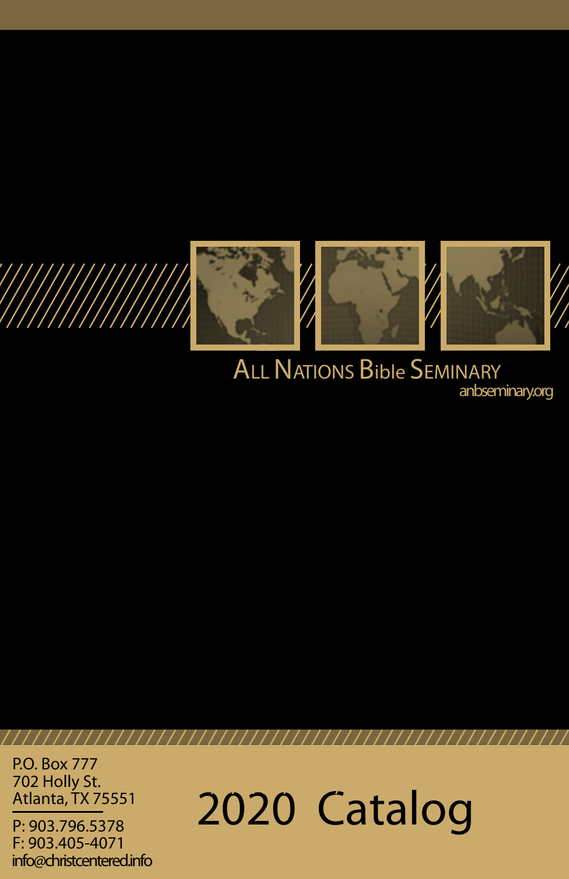# All Nations Bible Seminary

anbseminary.org

P.O. Box 777
702 Holly St.
Atlanta, TX 75551

P: 903.796.5378
F: 903.405-4071
info@christcentered.info

# 2020 Catalog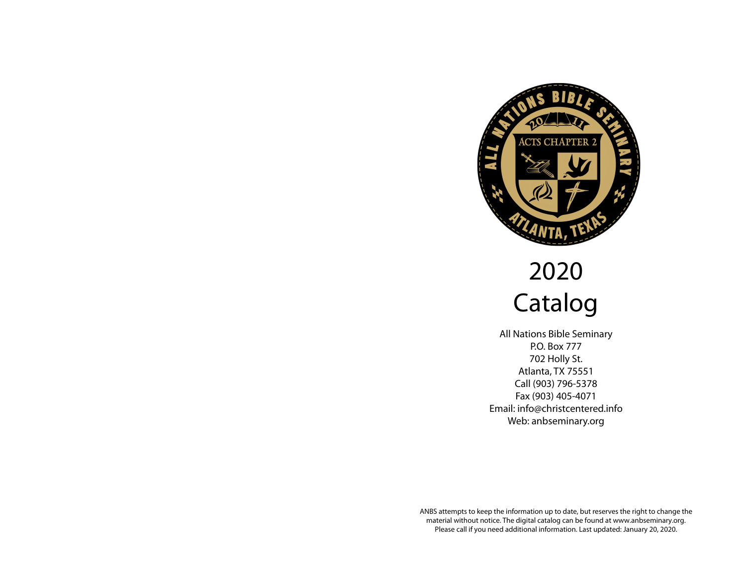# 2020 Catalog

All Nations Bible Seminary
P.O. Box 777
702 Holly St.
Atlanta, TX 75551
Call (903) 796-5378
Fax (903) 405-4071
Email: info@christcentered.info
Web: anbseminary.org

ANBS attempts to keep the information up to date, but reserves the right to change the material without notice. The digital catalog can be found at www.anbseminary.org. Please call if you need additional information. Last updated: January 20, 2020.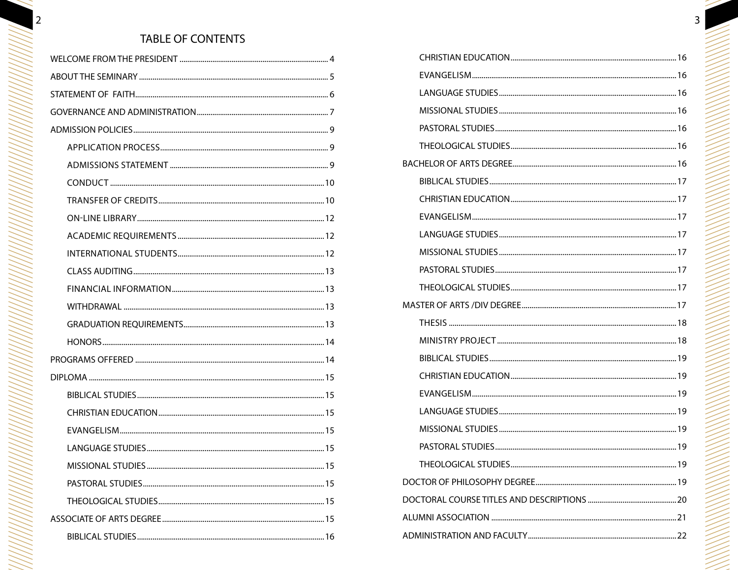# TABLE OF CONTENTS

- WELCOME FROM THE PRESIDENT ... 4
- ABOUT THE SEMINARY ... 5
- STATEMENT OF FAITH ... 6
- GOVERNANCE AND ADMINISTRATION ... 7
- ADMISSION POLICIES ... 9
  - APPLICATION PROCESS ... 9
  - ADMISSIONS STATEMENT ... 9
  - CONDUCT ... 10
  - TRANSFER OF CREDITS ... 10
  - ON-LINE LIBRARY ... 12
  - ACADEMIC REQUIREMENTS ... 12
  - INTERNATIONAL STUDENTS ... 12
  - CLASS AUDITING ... 13
  - FINANCIAL INFORMATION ... 13
  - WITHDRAWAL ... 13
  - GRADUATION REQUIREMENTS ... 13
  - HONORS ... 14
- PROGRAMS OFFERED ... 14
- DIPLOMA ... 15
  - BIBLICAL STUDIES ... 15
  - CHRISTIAN EDUCATION ... 15
  - EVANGELISM ... 15
  - LANGUAGE STUDIES ... 15
  - MISSIONAL STUDIES ... 15
  - PASTORAL STUDIES ... 15
  - THEOLOGICAL STUDIES ... 15
- ASSOCIATE OF ARTS DEGREE ... 15
  - BIBLICAL STUDIES ... 16
  - CHRISTIAN EDUCATION ... 16
  - EVANGELISM ... 16
  - LANGUAGE STUDIES ... 16
  - MISSIONAL STUDIES ... 16
  - PASTORAL STUDIES ... 16
  - THEOLOGICAL STUDIES ... 16
- BACHELOR OF ARTS DEGREE ... 16
  - BIBLICAL STUDIES ... 17
  - CHRISTIAN EDUCATION ... 17
  - EVANGELISM ... 17
  - LANGUAGE STUDIES ... 17
  - MISSIONAL STUDIES ... 17
  - PASTORAL STUDIES ... 17
  - THEOLOGICAL STUDIES ... 17
- MASTER OF ARTS /DIV DEGREE ... 17
  - THESIS ... 18
  - MINISTRY PROJECT ... 18
  - BIBLICAL STUDIES ... 19
  - CHRISTIAN EDUCATION ... 19
  - EVANGELISM ... 19
  - LANGUAGE STUDIES ... 19
  - MISSIONAL STUDIES ... 19
  - PASTORAL STUDIES ... 19
  - THEOLOGICAL STUDIES ... 19
- DOCTOR OF PHILOSOPHY DEGREE ... 19
- DOCTORAL COURSE TITLES AND DESCRIPTIONS ... 20
- ALUMNI ASSOCIATION ... 21
- ADMINISTRATION AND FACULTY ... 22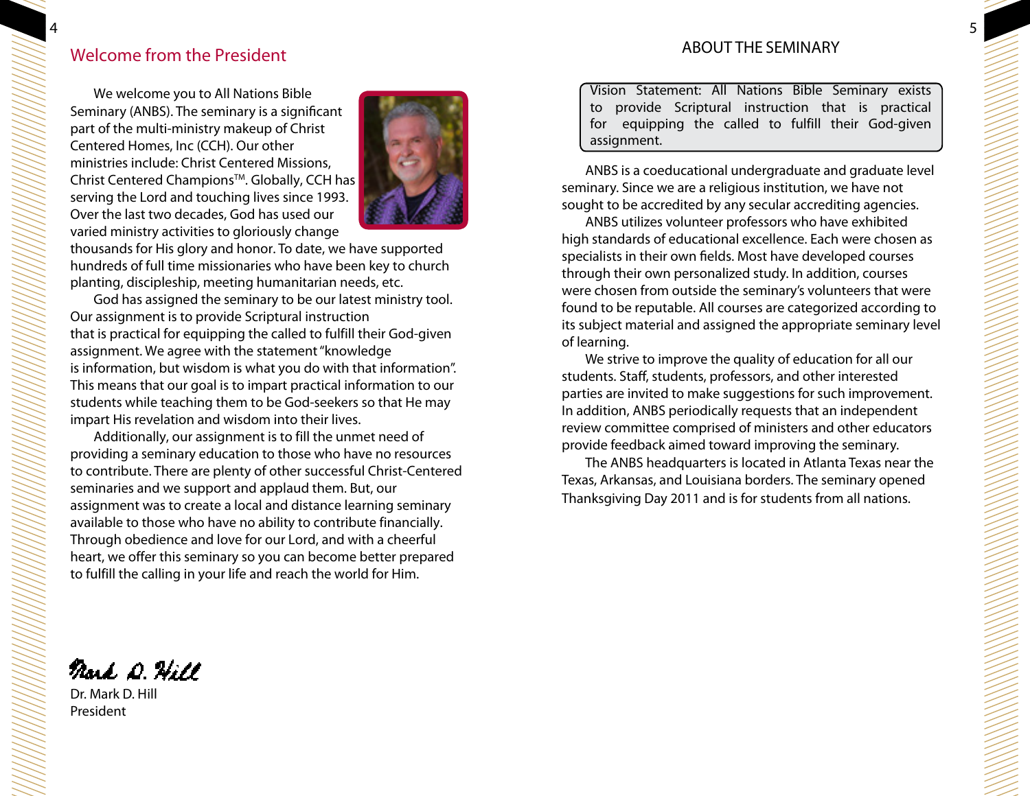## Welcome from the President

We welcome you to All Nations Bible Seminary (ANBS). The seminary is a significant part of the multi-ministry makeup of Christ Centered Homes, Inc (CCH). Our other ministries include: Christ Centered Missions, Christ Centered Champions™. Globally, CCH has serving the Lord and touching lives since 1993. Over the last two decades, God has used our varied ministry activities to gloriously change thousands for His glory and honor. To date, we have supported hundreds of full time missionaries who have been key to church planting, discipleship, meeting humanitarian needs, etc.

God has assigned the seminary to be our latest ministry tool. Our assignment is to provide Scriptural instruction that is practical for equipping the called to fulfill their God-given assignment. We agree with the statement "knowledge is information, but wisdom is what you do with that information". This means that our goal is to impart practical information to our students while teaching them to be God-seekers so that He may impart His revelation and wisdom into their lives.

Additionally, our assignment is to fill the unmet need of providing a seminary education to those who have no resources to contribute. There are plenty of other successful Christ-Centered seminaries and we support and applaud them. But, our assignment was to create a local and distance learning seminary available to those who have no ability to contribute financially. Through obedience and love for our Lord, and with a cheerful heart, we offer this seminary so you can become better prepared to fulfill the calling in your life and reach the world for Him.

Mark D. Hill

Dr. Mark D. Hill
President

## ABOUT THE SEMINARY

Vision Statement: All Nations Bible Seminary exists to provide Scriptural instruction that is practical for equipping the called to fulfill their God-given assignment.

ANBS is a coeducational undergraduate and graduate level seminary. Since we are a religious institution, we have not sought to be accredited by any secular accrediting agencies.

ANBS utilizes volunteer professors who have exhibited high standards of educational excellence. Each were chosen as specialists in their own fields. Most have developed courses through their own personalized study. In addition, courses were chosen from outside the seminary's volunteers that were found to be reputable. All courses are categorized according to its subject material and assigned the appropriate seminary level of learning.

We strive to improve the quality of education for all our students. Staff, students, professors, and other interested parties are invited to make suggestions for such improvement. In addition, ANBS periodically requests that an independent review committee comprised of ministers and other educators provide feedback aimed toward improving the seminary.

The ANBS headquarters is located in Atlanta Texas near the Texas, Arkansas, and Louisiana borders. The seminary opened Thanksgiving Day 2011 and is for students from all nations.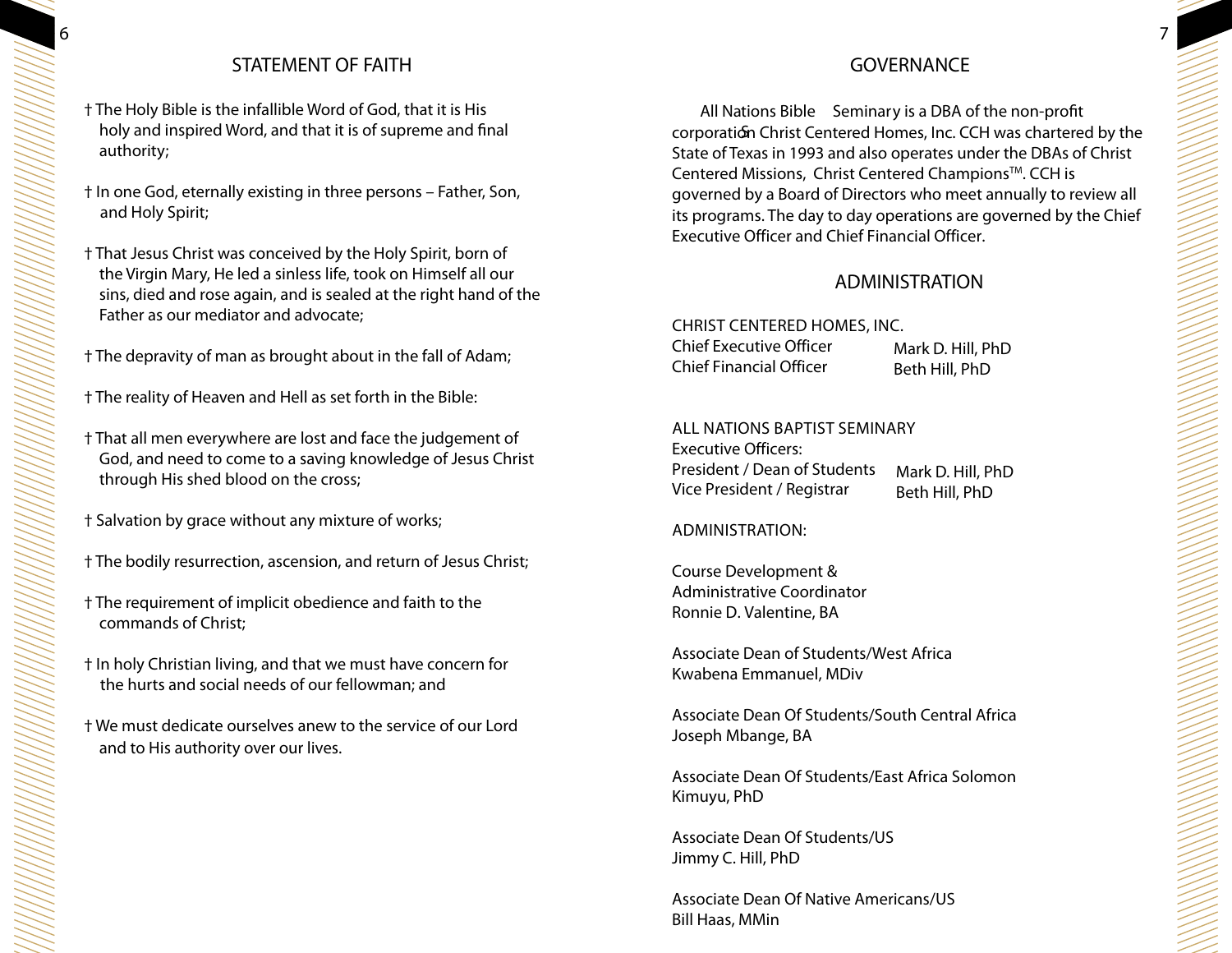## STATEMENT OF FAITH

† The Holy Bible is the infallible Word of God, that it is His holy and inspired Word, and that it is of supreme and final authority;

† In one God, eternally existing in three persons – Father, Son, and Holy Spirit;

† That Jesus Christ was conceived by the Holy Spirit, born of the Virgin Mary, He led a sinless life, took on Himself all our sins, died and rose again, and is sealed at the right hand of the Father as our mediator and advocate;

† The depravity of man as brought about in the fall of Adam;

† The reality of Heaven and Hell as set forth in the Bible:

† That all men everywhere are lost and face the judgement of God, and need to come to a saving knowledge of Jesus Christ through His shed blood on the cross;

† Salvation by grace without any mixture of works;

† The bodily resurrection, ascension, and return of Jesus Christ;

† The requirement of implicit obedience and faith to the commands of Christ;

† In holy Christian living, and that we must have concern for the hurts and social needs of our fellowman; and

† We must dedicate ourselves anew to the service of our Lord and to His authority over our lives.

## GOVERNANCE

All Nations Bible Seminary is a DBA of the non-profit corporation Christ Centered Homes, Inc. CCH was chartered by the State of Texas in 1993 and also operates under the DBAs of Christ Centered Missions, Christ Centered Champions™. CCH is governed by a Board of Directors who meet annually to review all its programs. The day to day operations are governed by the Chief Executive Officer and Chief Financial Officer.

## ADMINISTRATION

CHRIST CENTERED HOMES, INC.

| | |
|---|---|
| Chief Executive Officer | Mark D. Hill, PhD |
| Chief Financial Officer | Beth Hill, PhD |

ALL NATIONS BAPTIST SEMINARY
Executive Officers:

| | |
|---|---|
| President / Dean of Students | Mark D. Hill, PhD |
| Vice President / Registrar | Beth Hill, PhD |

ADMINISTRATION:

Course Development &
Administrative Coordinator
Ronnie D. Valentine, BA

Associate Dean of Students/West Africa
Kwabena Emmanuel, MDiv

Associate Dean Of Students/South Central Africa
Joseph Mbange, BA

Associate Dean Of Students/East Africa Solomon
Kimuyu, PhD

Associate Dean Of Students/US
Jimmy C. Hill, PhD

Associate Dean Of Native Americans/US
Bill Haas, MMin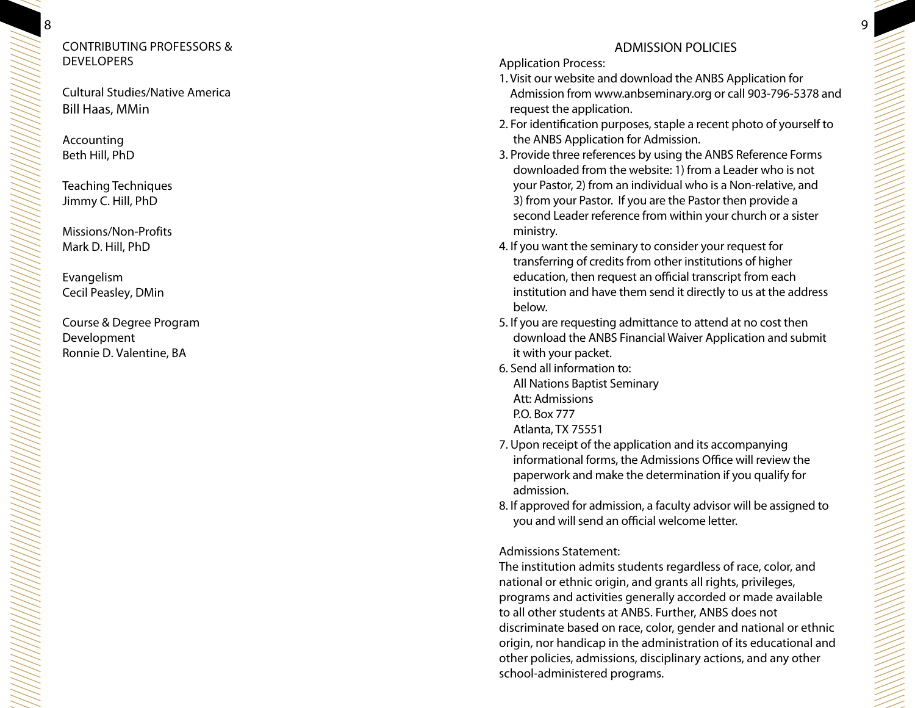## CONTRIBUTING PROFESSORS & DEVELOPERS

Cultural Studies/Native America
Bill Haas, MMin

Accounting
Beth Hill, PhD

Teaching Techniques
Jimmy C. Hill, PhD

Missions/Non-Profits
Mark D. Hill, PhD

Evangelism
Cecil Peasley, DMin

Course & Degree Program Development
Ronnie D. Valentine, BA

## ADMISSION POLICIES

Application Process:

1. Visit our website and download the ANBS Application for Admission from www.anbseminary.org or call 903-796-5378 and request the application.
2. For identification purposes, staple a recent photo of yourself to the ANBS Application for Admission.
3. Provide three references by using the ANBS Reference Forms downloaded from the website: 1) from a Leader who is not your Pastor, 2) from an individual who is a Non-relative, and 3) from your Pastor. If you are the Pastor then provide a second Leader reference from within your church or a sister ministry.
4. If you want the seminary to consider your request for transferring of credits from other institutions of higher education, then request an official transcript from each institution and have them send it directly to us at the address below.
5. If you are requesting admittance to attend at no cost then download the ANBS Financial Waiver Application and submit it with your packet.
6. Send all information to:
   All Nations Baptist Seminary
   Att: Admissions
   P.O. Box 777
   Atlanta, TX 75551
7. Upon receipt of the application and its accompanying informational forms, the Admissions Office will review the paperwork and make the determination if you qualify for admission.
8. If approved for admission, a faculty advisor will be assigned to you and will send an official welcome letter.

Admissions Statement:

The institution admits students regardless of race, color, and national or ethnic origin, and grants all rights, privileges, programs and activities generally accorded or made available to all other students at ANBS. Further, ANBS does not discriminate based on race, color, gender and national or ethnic origin, nor handicap in the administration of its educational and other policies, admissions, disciplinary actions, and any other school-administered programs.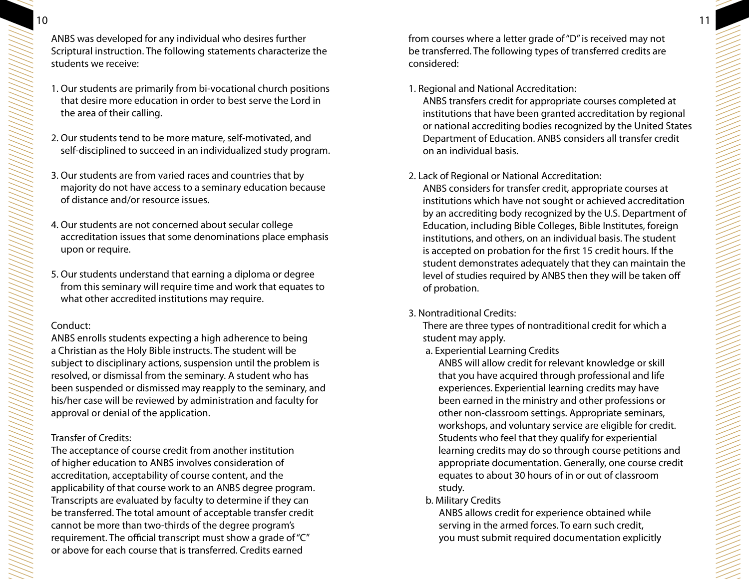ANBS was developed for any individual who desires further Scriptural instruction. The following statements characterize the students we receive:

1. Our students are primarily from bi-vocational church positions that desire more education in order to best serve the Lord in the area of their calling.

2. Our students tend to be more mature, self-motivated, and self-disciplined to succeed in an individualized study program.

3. Our students are from varied races and countries that by majority do not have access to a seminary education because of distance and/or resource issues.

4. Our students are not concerned about secular college accreditation issues that some denominations place emphasis upon or require.

5. Our students understand that earning a diploma or degree from this seminary will require time and work that equates to what other accredited institutions may require.

Conduct:
ANBS enrolls students expecting a high adherence to being a Christian as the Holy Bible instructs. The student will be subject to disciplinary actions, suspension until the problem is resolved, or dismissal from the seminary. A student who has been suspended or dismissed may reapply to the seminary, and his/her case will be reviewed by administration and faculty for approval or denial of the application.

Transfer of Credits:
The acceptance of course credit from another institution of higher education to ANBS involves consideration of accreditation, acceptability of course content, and the applicability of that course work to an ANBS degree program. Transcripts are evaluated by faculty to determine if they can be transferred. The total amount of acceptable transfer credit cannot be more than two-thirds of the degree program's requirement. The official transcript must show a grade of "C" or above for each course that is transferred. Credits earned from courses where a letter grade of "D" is received may not be transferred. The following types of transferred credits are considered:

1. Regional and National Accreditation:
   ANBS transfers credit for appropriate courses completed at institutions that have been granted accreditation by regional or national accrediting bodies recognized by the United States Department of Education. ANBS considers all transfer credit on an individual basis.

2. Lack of Regional or National Accreditation:
   ANBS considers for transfer credit, appropriate courses at institutions which have not sought or achieved accreditation by an accrediting body recognized by the U.S. Department of Education, including Bible Colleges, Bible Institutes, foreign institutions, and others, on an individual basis. The student is accepted on probation for the first 15 credit hours. If the student demonstrates adequately that they can maintain the level of studies required by ANBS then they will be taken off of probation.

3. Nontraditional Credits:
   There are three types of nontraditional credit for which a student may apply.
   a. Experiential Learning Credits
      ANBS will allow credit for relevant knowledge or skill that you have acquired through professional and life experiences. Experiential learning credits may have been earned in the ministry and other professions or other non-classroom settings. Appropriate seminars, workshops, and voluntary service are eligible for credit. Students who feel that they qualify for experiential learning credits may do so through course petitions and appropriate documentation. Generally, one course credit equates to about 30 hours of in or out of classroom study.
   b. Military Credits
      ANBS allows credit for experience obtained while serving in the armed forces. To earn such credit, you must submit required documentation explicitly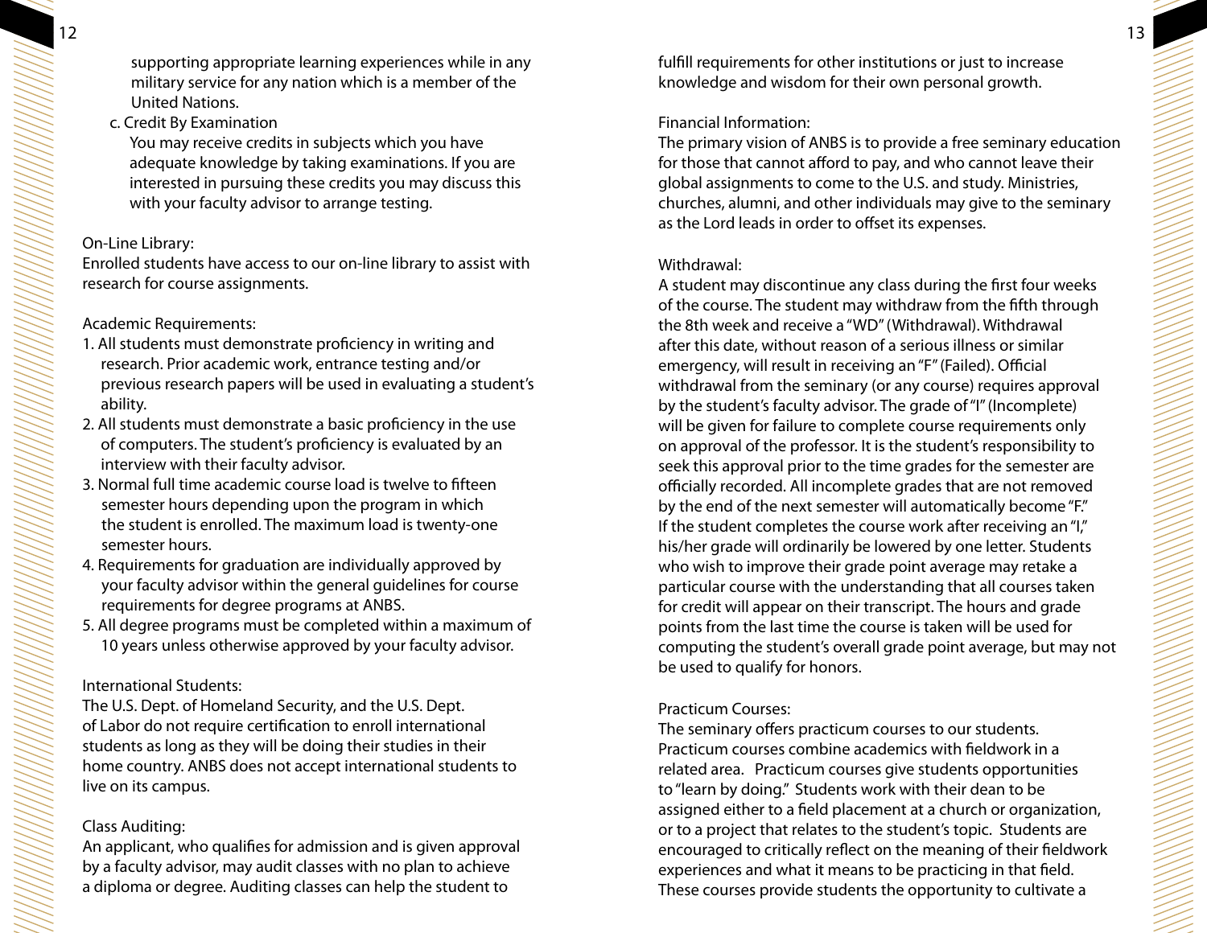supporting appropriate learning experiences while in any military service for any nation which is a member of the United Nations.

c. Credit By Examination

You may receive credits in subjects which you have adequate knowledge by taking examinations. If you are interested in pursuing these credits you may discuss this with your faculty advisor to arrange testing.

On-Line Library:

Enrolled students have access to our on-line library to assist with research for course assignments.

Academic Requirements:

1. All students must demonstrate proficiency in writing and research. Prior academic work, entrance testing and/or previous research papers will be used in evaluating a student's ability.
2. All students must demonstrate a basic proficiency in the use of computers. The student's proficiency is evaluated by an interview with their faculty advisor.
3. Normal full time academic course load is twelve to fifteen semester hours depending upon the program in which the student is enrolled. The maximum load is twenty-one semester hours.
4. Requirements for graduation are individually approved by your faculty advisor within the general guidelines for course requirements for degree programs at ANBS.
5. All degree programs must be completed within a maximum of 10 years unless otherwise approved by your faculty advisor.

International Students:

The U.S. Dept. of Homeland Security, and the U.S. Dept. of Labor do not require certification to enroll international students as long as they will be doing their studies in their home country. ANBS does not accept international students to live on its campus.

Class Auditing:

An applicant, who qualifies for admission and is given approval by a faculty advisor, may audit classes with no plan to achieve a diploma or degree. Auditing classes can help the student to fulfill requirements for other institutions or just to increase knowledge and wisdom for their own personal growth.

Financial Information:

The primary vision of ANBS is to provide a free seminary education for those that cannot afford to pay, and who cannot leave their global assignments to come to the U.S. and study. Ministries, churches, alumni, and other individuals may give to the seminary as the Lord leads in order to offset its expenses.

Withdrawal:

A student may discontinue any class during the first four weeks of the course. The student may withdraw from the fifth through the 8th week and receive a "WD" (Withdrawal). Withdrawal after this date, without reason of a serious illness or similar emergency, will result in receiving an "F" (Failed). Official withdrawal from the seminary (or any course) requires approval by the student's faculty advisor. The grade of "I" (Incomplete) will be given for failure to complete course requirements only on approval of the professor. It is the student's responsibility to seek this approval prior to the time grades for the semester are officially recorded. All incomplete grades that are not removed by the end of the next semester will automatically become "F." If the student completes the course work after receiving an "I," his/her grade will ordinarily be lowered by one letter. Students who wish to improve their grade point average may retake a particular course with the understanding that all courses taken for credit will appear on their transcript. The hours and grade points from the last time the course is taken will be used for computing the student's overall grade point average, but may not be used to qualify for honors.

Practicum Courses:

The seminary offers practicum courses to our students. Practicum courses combine academics with fieldwork in a related area. Practicum courses give students opportunities to "learn by doing." Students work with their dean to be assigned either to a field placement at a church or organization, or to a project that relates to the student's topic. Students are encouraged to critically reflect on the meaning of their fieldwork experiences and what it means to be practicing in that field. These courses provide students the opportunity to cultivate a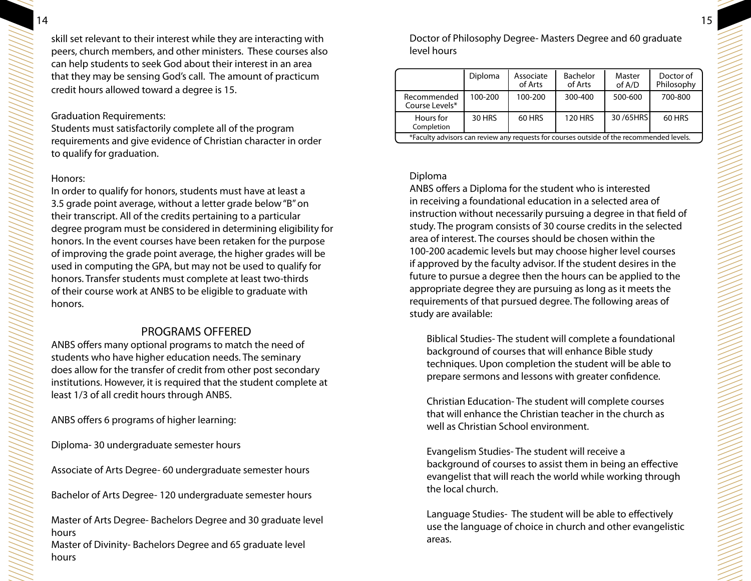skill set relevant to their interest while they are interacting with peers, church members, and other ministers. These courses also can help students to seek God about their interest in an area that they may be sensing God's call. The amount of practicum credit hours allowed toward a degree is 15.

Graduation Requirements:
Students must satisfactorily complete all of the program requirements and give evidence of Christian character in order to qualify for graduation.

Honors:
In order to qualify for honors, students must have at least a 3.5 grade point average, without a letter grade below "B" on their transcript. All of the credits pertaining to a particular degree program must be considered in determining eligibility for honors. In the event courses have been retaken for the purpose of improving the grade point average, the higher grades will be used in computing the GPA, but may not be used to qualify for honors. Transfer students must complete at least two-thirds of their course work at ANBS to be eligible to graduate with honors.

## PROGRAMS OFFERED

ANBS offers many optional programs to match the need of students who have higher education needs. The seminary does allow for the transfer of credit from other post secondary institutions. However, it is required that the student complete at least 1/3 of all credit hours through ANBS.

ANBS offers 6 programs of higher learning:

Diploma- 30 undergraduate semester hours

Associate of Arts Degree- 60 undergraduate semester hours

Bachelor of Arts Degree- 120 undergraduate semester hours

Master of Arts Degree- Bachelors Degree and 30 graduate level hours
Master of Divinity- Bachelors Degree and 65 graduate level hours

Doctor of Philosophy Degree- Masters Degree and 60 graduate level hours

| | Diploma | Associate of Arts | Bachelor of Arts | Master of A/D | Doctor of Philosophy |
|---|---|---|---|---|---|
| Recommended Course Levels* | 100-200 | 100-200 | 300-400 | 500-600 | 700-800 |
| Hours for Completion | 30 HRS | 60 HRS | 120 HRS | 30 /65HRS | 60 HRS |

*Faculty advisors can review any requests for courses outside of the recommended levels.

Diploma
ANBS offers a Diploma for the student who is interested in receiving a foundational education in a selected area of instruction without necessarily pursuing a degree in that field of study. The program consists of 30 course credits in the selected area of interest. The courses should be chosen within the 100-200 academic levels but may choose higher level courses if approved by the faculty advisor. If the student desires in the future to pursue a degree then the hours can be applied to the appropriate degree they are pursuing as long as it meets the requirements of that pursued degree. The following areas of study are available:

Biblical Studies- The student will complete a foundational background of courses that will enhance Bible study techniques. Upon completion the student will be able to prepare sermons and lessons with greater confidence.

Christian Education- The student will complete courses that will enhance the Christian teacher in the church as well as Christian School environment.

Evangelism Studies- The student will receive a background of courses to assist them in being an effective evangelist that will reach the world while working through the local church.

Language Studies- The student will be able to effectively use the language of choice in church and other evangelistic areas.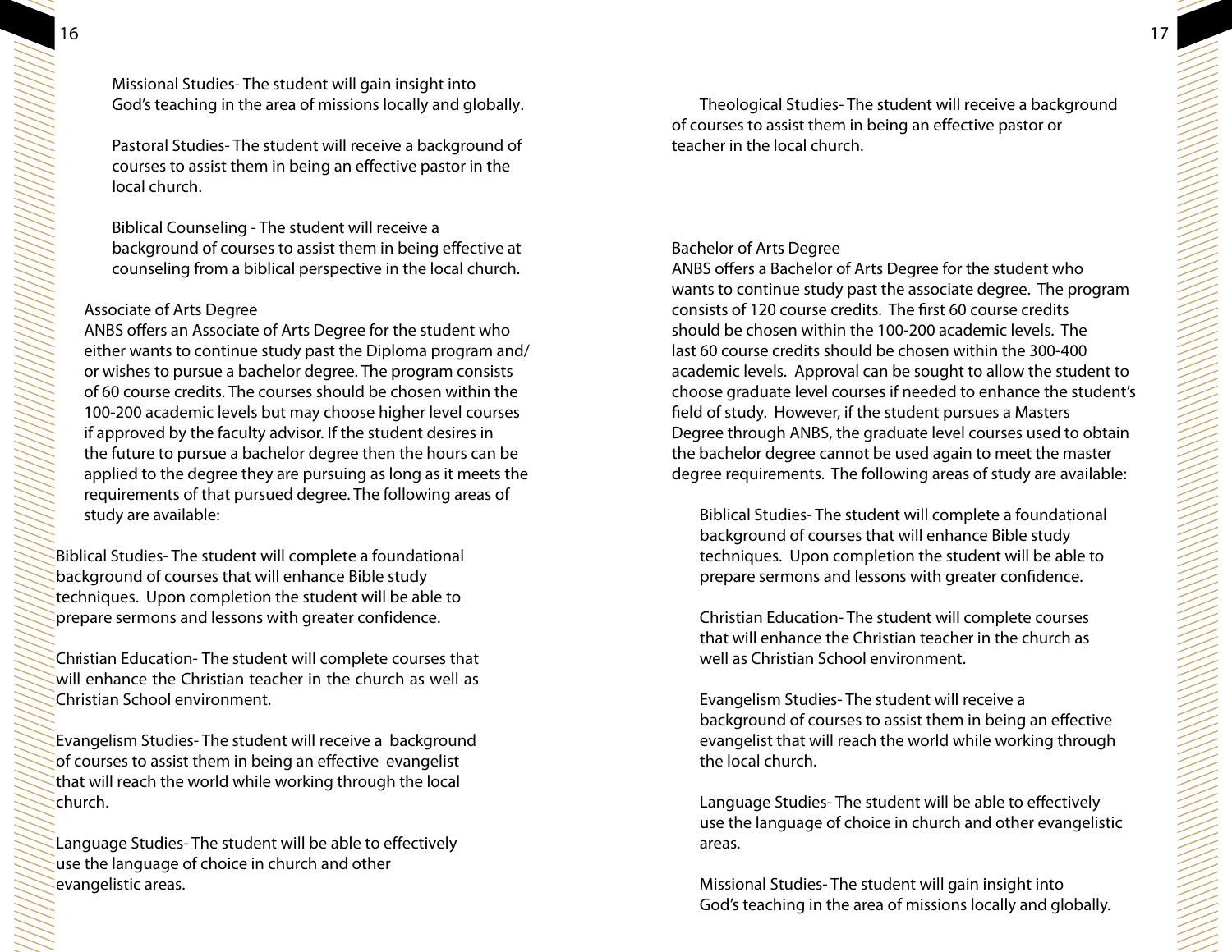Missional Studies- The student will gain insight into God's teaching in the area of missions locally and globally.

Pastoral Studies- The student will receive a background of courses to assist them in being an effective pastor in the local church.

Biblical Counseling - The student will receive a background of courses to assist them in being effective at counseling from a biblical perspective in the local church.

## Associate of Arts Degree

ANBS offers an Associate of Arts Degree for the student who either wants to continue study past the Diploma program and/or wishes to pursue a bachelor degree. The program consists of 60 course credits. The courses should be chosen within the 100-200 academic levels but may choose higher level courses if approved by the faculty advisor. If the student desires in the future to pursue a bachelor degree then the hours can be applied to the degree they are pursuing as long as it meets the requirements of that pursued degree. The following areas of study are available:

Biblical Studies- The student will complete a foundational background of courses that will enhance Bible study techniques. Upon completion the student will be able to prepare sermons and lessons with greater confidence.

Christian Education- The student will complete courses that will enhance the Christian teacher in the church as well as Christian School environment.

Evangelism Studies- The student will receive a background of courses to assist them in being an effective evangelist that will reach the world while working through the local church.

Language Studies- The student will be able to effectively use the language of choice in church and other evangelistic areas.

Theological Studies- The student will receive a background of courses to assist them in being an effective pastor or teacher in the local church.

## Bachelor of Arts Degree

ANBS offers a Bachelor of Arts Degree for the student who wants to continue study past the associate degree. The program consists of 120 course credits. The first 60 course credits should be chosen within the 100-200 academic levels. The last 60 course credits should be chosen within the 300-400 academic levels. Approval can be sought to allow the student to choose graduate level courses if needed to enhance the student's field of study. However, if the student pursues a Masters Degree through ANBS, the graduate level courses used to obtain the bachelor degree cannot be used again to meet the master degree requirements. The following areas of study are available:

Biblical Studies- The student will complete a foundational background of courses that will enhance Bible study techniques. Upon completion the student will be able to prepare sermons and lessons with greater confidence.

Christian Education- The student will complete courses that will enhance the Christian teacher in the church as well as Christian School environment.

Evangelism Studies- The student will receive a background of courses to assist them in being an effective evangelist that will reach the world while working through the local church.

Language Studies- The student will be able to effectively use the language of choice in church and other evangelistic areas.

Missional Studies- The student will gain insight into God's teaching in the area of missions locally and globally.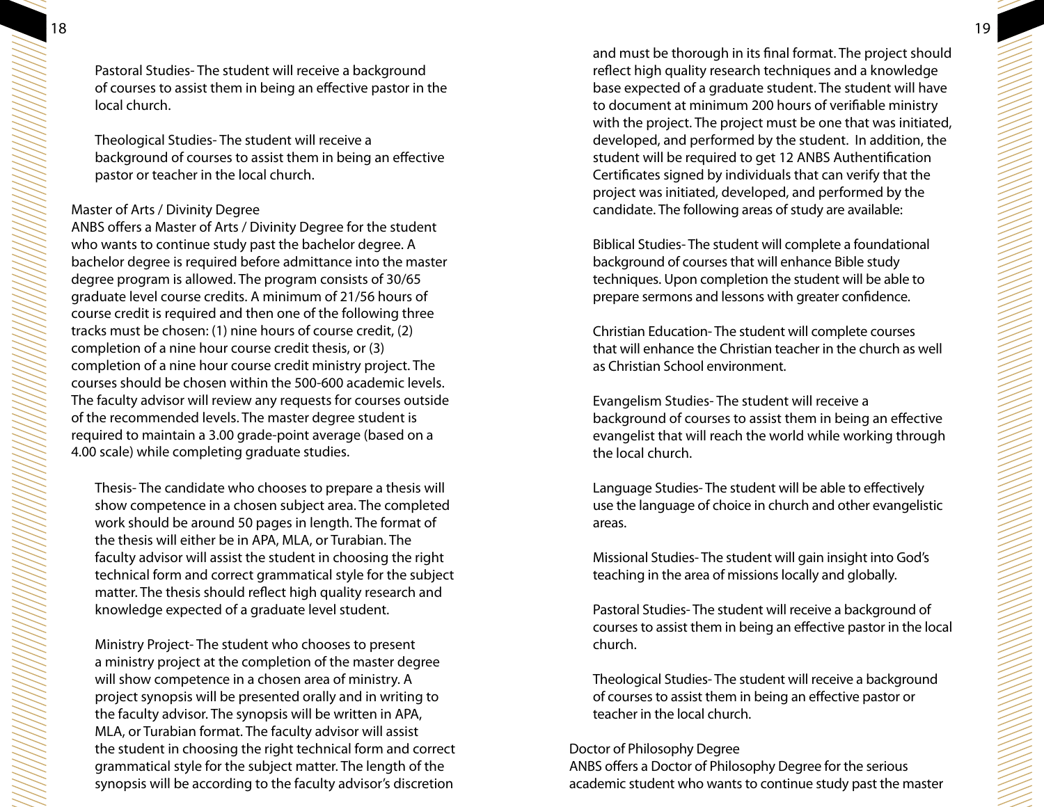Pastoral Studies- The student will receive a background of courses to assist them in being an effective pastor in the local church.

Theological Studies- The student will receive a background of courses to assist them in being an effective pastor or teacher in the local church.

## Master of Arts / Divinity Degree

ANBS offers a Master of Arts / Divinity Degree for the student who wants to continue study past the bachelor degree. A bachelor degree is required before admittance into the master degree program is allowed. The program consists of 30/65 graduate level course credits. A minimum of 21/56 hours of course credit is required and then one of the following three tracks must be chosen: (1) nine hours of course credit, (2) completion of a nine hour course credit thesis, or (3) completion of a nine hour course credit ministry project. The courses should be chosen within the 500-600 academic levels. The faculty advisor will review any requests for courses outside of the recommended levels. The master degree student is required to maintain a 3.00 grade-point average (based on a 4.00 scale) while completing graduate studies.

Thesis- The candidate who chooses to prepare a thesis will show competence in a chosen subject area. The completed work should be around 50 pages in length. The format of the thesis will either be in APA, MLA, or Turabian. The faculty advisor will assist the student in choosing the right technical form and correct grammatical style for the subject matter. The thesis should reflect high quality research and knowledge expected of a graduate level student.

Ministry Project- The student who chooses to present a ministry project at the completion of the master degree will show competence in a chosen area of ministry. A project synopsis will be presented orally and in writing to the faculty advisor. The synopsis will be written in APA, MLA, or Turabian format. The faculty advisor will assist the student in choosing the right technical form and correct grammatical style for the subject matter. The length of the synopsis will be according to the faculty advisor's discretion and must be thorough in its final format. The project should reflect high quality research techniques and a knowledge base expected of a graduate student. The student will have to document at minimum 200 hours of verifiable ministry with the project. The project must be one that was initiated, developed, and performed by the student. In addition, the student will be required to get 12 ANBS Authentification Certificates signed by individuals that can verify that the project was initiated, developed, and performed by the candidate. The following areas of study are available:

Biblical Studies- The student will complete a foundational background of courses that will enhance Bible study techniques. Upon completion the student will be able to prepare sermons and lessons with greater confidence.

Christian Education- The student will complete courses that will enhance the Christian teacher in the church as well as Christian School environment.

Evangelism Studies- The student will receive a background of courses to assist them in being an effective evangelist that will reach the world while working through the local church.

Language Studies- The student will be able to effectively use the language of choice in church and other evangelistic areas.

Missional Studies- The student will gain insight into God's teaching in the area of missions locally and globally.

Pastoral Studies- The student will receive a background of courses to assist them in being an effective pastor in the local church.

Theological Studies- The student will receive a background of courses to assist them in being an effective pastor or teacher in the local church.

## Doctor of Philosophy Degree

ANBS offers a Doctor of Philosophy Degree for the serious academic student who wants to continue study past the master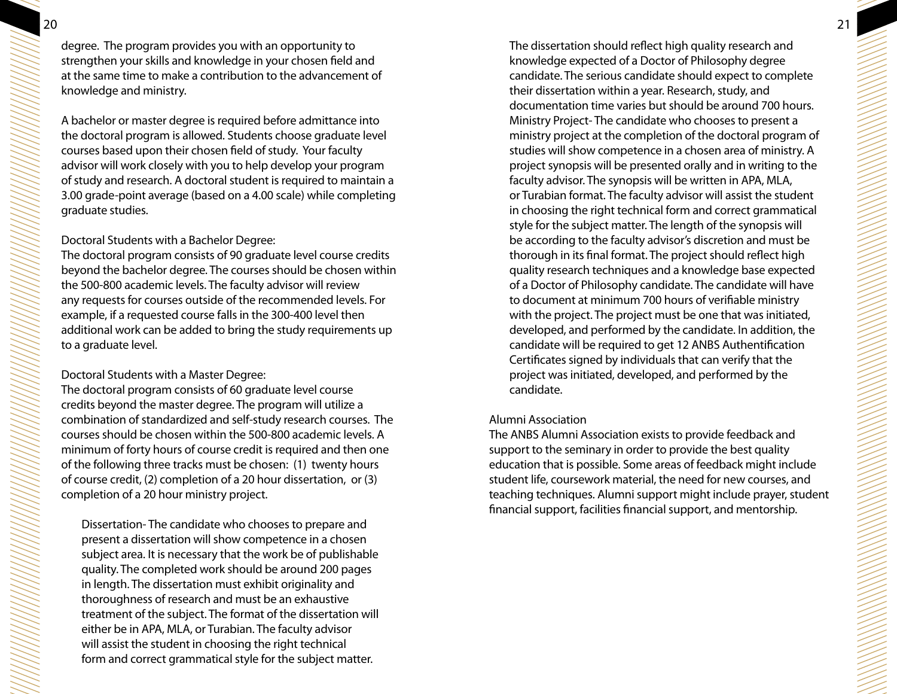degree. The program provides you with an opportunity to strengthen your skills and knowledge in your chosen field and at the same time to make a contribution to the advancement of knowledge and ministry.

A bachelor or master degree is required before admittance into the doctoral program is allowed. Students choose graduate level courses based upon their chosen field of study. Your faculty advisor will work closely with you to help develop your program of study and research. A doctoral student is required to maintain a 3.00 grade-point average (based on a 4.00 scale) while completing graduate studies.

Doctoral Students with a Bachelor Degree:
The doctoral program consists of 90 graduate level course credits beyond the bachelor degree. The courses should be chosen within the 500-800 academic levels. The faculty advisor will review any requests for courses outside of the recommended levels. For example, if a requested course falls in the 300-400 level then additional work can be added to bring the study requirements up to a graduate level.

Doctoral Students with a Master Degree:
The doctoral program consists of 60 graduate level course credits beyond the master degree. The program will utilize a combination of standardized and self-study research courses. The courses should be chosen within the 500-800 academic levels. A minimum of forty hours of course credit is required and then one of the following three tracks must be chosen: (1) twenty hours of course credit, (2) completion of a 20 hour dissertation, or (3) completion of a 20 hour ministry project.

> Dissertation- The candidate who chooses to prepare and present a dissertation will show competence in a chosen subject area. It is necessary that the work be of publishable quality. The completed work should be around 200 pages in length. The dissertation must exhibit originality and thoroughness of research and must be an exhaustive treatment of the subject. The format of the dissertation will either be in APA, MLA, or Turabian. The faculty advisor will assist the student in choosing the right technical form and correct grammatical style for the subject matter. The dissertation should reflect high quality research and knowledge expected of a Doctor of Philosophy degree candidate. The serious candidate should expect to complete their dissertation within a year. Research, study, and documentation time varies but should be around 700 hours.
>
> Ministry Project- The candidate who chooses to present a ministry project at the completion of the doctoral program of studies will show competence in a chosen area of ministry. A project synopsis will be presented orally and in writing to the faculty advisor. The synopsis will be written in APA, MLA, or Turabian format. The faculty advisor will assist the student in choosing the right technical form and correct grammatical style for the subject matter. The length of the synopsis will be according to the faculty advisor's discretion and must be thorough in its final format. The project should reflect high quality research techniques and a knowledge base expected of a Doctor of Philosophy candidate. The candidate will have to document at minimum 700 hours of verifiable ministry with the project. The project must be one that was initiated, developed, and performed by the candidate. In addition, the candidate will be required to get 12 ANBS Authentification Certificates signed by individuals that can verify that the project was initiated, developed, and performed by the candidate.

Alumni Association
The ANBS Alumni Association exists to provide feedback and support to the seminary in order to provide the best quality education that is possible. Some areas of feedback might include student life, coursework material, the need for new courses, and teaching techniques. Alumni support might include prayer, student financial support, facilities financial support, and mentorship.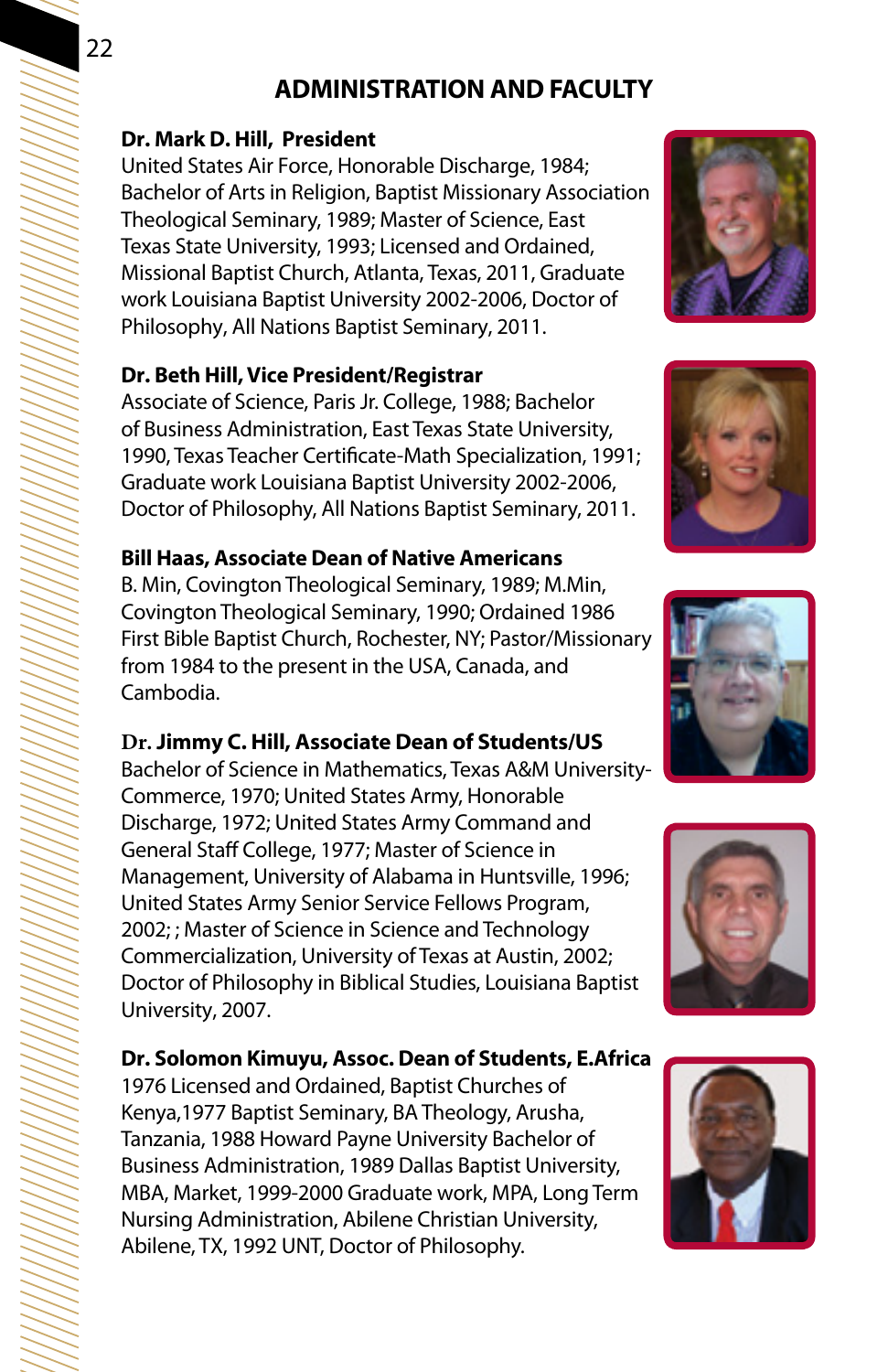## ADMINISTRATION AND FACULTY

**Dr. Mark D. Hill, President**
United States Air Force, Honorable Discharge, 1984; Bachelor of Arts in Religion, Baptist Missionary Association Theological Seminary, 1989; Master of Science, East Texas State University, 1993; Licensed and Ordained, Missional Baptist Church, Atlanta, Texas, 2011, Graduate work Louisiana Baptist University 2002-2006, Doctor of Philosophy, All Nations Baptist Seminary, 2011.

**Dr. Beth Hill, Vice President/Registrar**
Associate of Science, Paris Jr. College, 1988; Bachelor of Business Administration, East Texas State University, 1990, Texas Teacher Certificate-Math Specialization, 1991; Graduate work Louisiana Baptist University 2002-2006, Doctor of Philosophy, All Nations Baptist Seminary, 2011.

**Bill Haas, Associate Dean of Native Americans**
B. Min, Covington Theological Seminary, 1989; M.Min, Covington Theological Seminary, 1990; Ordained 1986 First Bible Baptist Church, Rochester, NY; Pastor/Missionary from 1984 to the present in the USA, Canada, and Cambodia.

**Dr. Jimmy C. Hill, Associate Dean of Students/US**
Bachelor of Science in Mathematics, Texas A&M University-Commerce, 1970; United States Army, Honorable Discharge, 1972; United States Army Command and General Staff College, 1977; Master of Science in Management, University of Alabama in Huntsville, 1996; United States Army Senior Service Fellows Program, 2002; ; Master of Science in Science and Technology Commercialization, University of Texas at Austin, 2002; Doctor of Philosophy in Biblical Studies, Louisiana Baptist University, 2007.

**Dr. Solomon Kimuyu, Assoc. Dean of Students, E.Africa**
1976 Licensed and Ordained, Baptist Churches of Kenya,1977 Baptist Seminary, BA Theology, Arusha, Tanzania, 1988 Howard Payne University Bachelor of Business Administration, 1989 Dallas Baptist University, MBA, Market, 1999-2000 Graduate work, MPA, Long Term Nursing Administration, Abilene Christian University, Abilene, TX, 1992 UNT, Doctor of Philosophy.